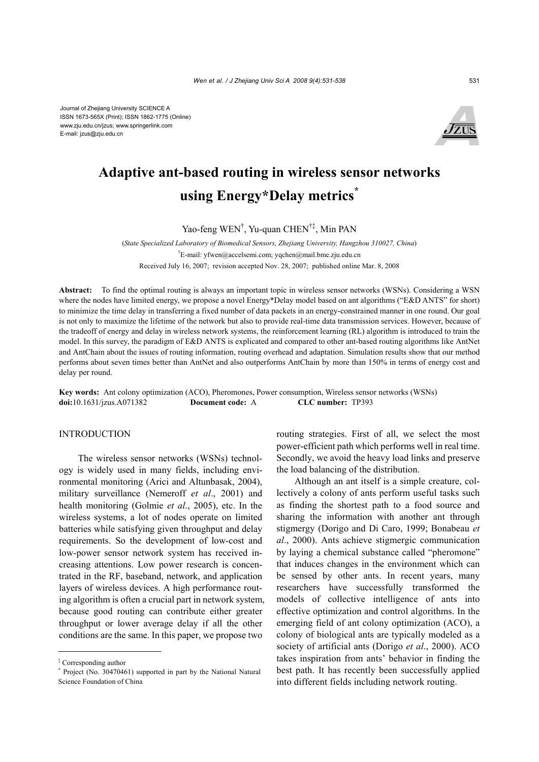Journal of Zhejiang University SCIENCE A
ISSN 1673-565X (Print); ISSN 1862-1775 (Online)
www.zju.edu.cn/jzus; www.springerlink.com
E-mail: jzus@zju.edu.cn

# Adaptive ant-based routing in wireless sensor networks using Energy*Delay metrics*

Yao-feng WEN[†], Yu-quan CHEN[†‡], Min PAN

(*State Specialized Laboratory of Biomedical Sensors, Zhejiang University, Hangzhou 310027, China*)

[†]E-mail: yfwen@accelsemi.com; yqchen@mail.bme.zju.edu.cn

Received July 16, 2007; revision accepted Nov. 28, 2007; published online Mar. 8, 2008

**Abstract:** To find the optimal routing is always an important topic in wireless sensor networks (WSNs). Considering a WSN where the nodes have limited energy, we propose a novel Energy*Delay model based on ant algorithms ("E&D ANTS" for short) to minimize the time delay in transferring a fixed number of data packets in an energy-constrained manner in one round. Our goal is not only to maximize the lifetime of the network but also to provide real-time data transmission services. However, because of the tradeoff of energy and delay in wireless network systems, the reinforcement learning (RL) algorithm is introduced to train the model. In this survey, the paradigm of E&D ANTS is explicated and compared to other ant-based routing algorithms like AntNet and AntChain about the issues of routing information, routing overhead and adaptation. Simulation results show that our method performs about seven times better than AntNet and also outperforms AntChain by more than 150% in terms of energy cost and delay per round.

**Key words:** Ant colony optimization (ACO), Pheromones, Power consumption, Wireless sensor networks (WSNs)
**doi:**10.1631/jzus.A071382 **Document code:** A **CLC number:** TP393

## INTRODUCTION

The wireless sensor networks (WSNs) technology is widely used in many fields, including environmental monitoring (Arici and Altunbasak, 2004), military surveillance (Nemeroff *et al*., 2001) and health monitoring (Golmie *et al*., 2005), etc. In the wireless systems, a lot of nodes operate on limited batteries while satisfying given throughput and delay requirements. So the development of low-cost and low-power sensor network system has received increasing attentions. Low power research is concentrated in the RF, baseband, network, and application layers of wireless devices. A high performance routing algorithm is often a crucial part in network system, because good routing can contribute either greater throughput or lower average delay if all the other conditions are the same. In this paper, we propose two routing strategies. First of all, we select the most power-efficient path which performs well in real time. Secondly, we avoid the heavy load links and preserve the load balancing of the distribution.

Although an ant itself is a simple creature, collectively a colony of ants perform useful tasks such as finding the shortest path to a food source and sharing the information with another ant through stigmergy (Dorigo and Di Caro, 1999; Bonabeau *et al*., 2000). Ants achieve stigmergic communication by laying a chemical substance called "pheromone" that induces changes in the environment which can be sensed by other ants. In recent years, many researchers have successfully transformed the models of collective intelligence of ants into effective optimization and control algorithms. In the emerging field of ant colony optimization (ACO), a colony of biological ants are typically modeled as a society of artificial ants (Dorigo *et al*., 2000). ACO takes inspiration from ants' behavior in finding the best path. It has recently been successfully applied into different fields including network routing.

---

[‡] Corresponding author
[*] Project (No. 30470461) supported in part by the National Natural Science Foundation of China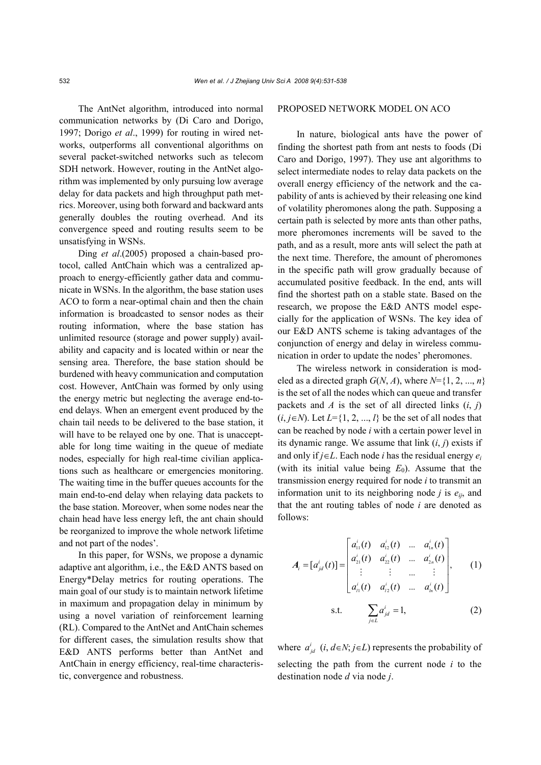The AntNet algorithm, introduced into normal communication networks by (Di Caro and Dorigo, 1997; Dorigo *et al*., 1999) for routing in wired networks, outperforms all conventional algorithms on several packet-switched networks such as telecom SDH network. However, routing in the AntNet algorithm was implemented by only pursuing low average delay for data packets and high throughput path metrics. Moreover, using both forward and backward ants generally doubles the routing overhead. And its convergence speed and routing results seem to be unsatisfying in WSNs.

Ding *et al*.(2005) proposed a chain-based protocol, called AntChain which was a centralized approach to energy-efficiently gather data and communicate in WSNs. In the algorithm, the base station uses ACO to form a near-optimal chain and then the chain information is broadcasted to sensor nodes as their routing information, where the base station has unlimited resource (storage and power supply) availability and capacity and is located within or near the sensing area. Therefore, the base station should be burdened with heavy communication and computation cost. However, AntChain was formed by only using the energy metric but neglecting the average end-to-end delays. When an emergent event produced by the chain tail needs to be delivered to the base station, it will have to be relayed one by one. That is unacceptable for long time waiting in the queue of mediate nodes, especially for high real-time civilian applications such as healthcare or emergencies monitoring. The waiting time in the buffer queues accounts for the main end-to-end delay when relaying data packets to the base station. Moreover, when some nodes near the chain head have less energy left, the ant chain should be reorganized to improve the whole network lifetime and not part of the nodes'.

In this paper, for WSNs, we propose a dynamic adaptive ant algorithm, i.e., the E&D ANTS based on Energy*Delay metrics for routing operations. The main goal of our study is to maintain network lifetime in maximum and propagation delay in minimum by using a novel variation of reinforcement learning (RL). Compared to the AntNet and AntChain schemes for different cases, the simulation results show that E&D ANTS performs better than AntNet and AntChain in energy efficiency, real-time characteristic, convergence and robustness.

## PROPOSED NETWORK MODEL ON ACO

In nature, biological ants have the power of finding the shortest path from ant nests to foods (Di Caro and Dorigo, 1997). They use ant algorithms to select intermediate nodes to relay data packets on the overall energy efficiency of the network and the capability of ants is achieved by their releasing one kind of volatility pheromones along the path. Supposing a certain path is selected by more ants than other paths, more pheromones increments will be saved to the path, and as a result, more ants will select the path at the next time. Therefore, the amount of pheromones in the specific path will grow gradually because of accumulated positive feedback. In the end, ants will find the shortest path on a stable state. Based on the research, we propose the E&D ANTS model especially for the application of WSNs. The key idea of our E&D ANTS scheme is taking advantages of the conjunction of energy and delay in wireless communication in order to update the nodes' pheromones.

The wireless network in consideration is modeled as a directed graph $G(N, A)$, where $N=\{1, 2, ..., n\}$ is the set of all the nodes which can queue and transfer packets and $A$ is the set of all directed links $(i, j)$ $(i, j\in N)$. Let $L=\{1, 2, ..., l\}$ be the set of all nodes that can be reached by node $i$ with a certain power level in its dynamic range. We assume that link $(i, j)$ exists if and only if $j\in L$. Each node $i$ has the residual energy $e_i$ (with its initial value being $E_0$). Assume that the transmission energy required for node $i$ to transmit an information unit to its neighboring node $j$ is $e_{ij}$, and that the ant routing tables of node $i$ are denoted as follows:

$$\boldsymbol{A}_i=[a_{jd}^i(t)]=\begin{bmatrix} a_{11}^i(t) & a_{12}^i(t) & \dots & a_{1n}^i(t) \\ a_{21}^i(t) & a_{22}^i(t) & \dots & a_{2n}^i(t) \\ \vdots & \vdots & \dots & \vdots \\ a_{l1}^i(t) & a_{l2}^i(t) & \dots & a_{ln}^i(t) \end{bmatrix}, \quad (1)$$

$$\text{s.t.} \quad \sum_{j\in L} a_{jd}^i = 1, \quad (2)$$

where $a_{jd}^i$ $(i, d\in N; j\in L)$ represents the probability of selecting the path from the current node $i$ to the destination node $d$ via node $j$.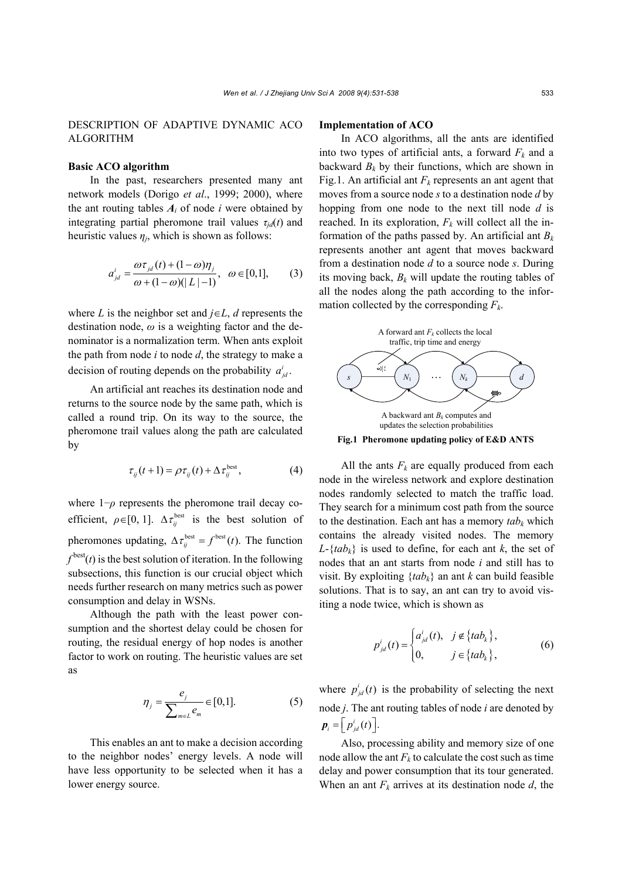## DESCRIPTION OF ADAPTIVE DYNAMIC ACO ALGORITHM

### Basic ACO algorithm

In the past, researchers presented many ant network models (Dorigo *et al*., 1999; 2000), where the ant routing tables $\boldsymbol{A}_i$ of node $i$ were obtained by integrating partial pheromone trail values $\tau_{jd}(t)$ and heuristic values $\eta_j$, which is shown as follows:

$$a_{jd}^{i} = \frac{\omega\tau_{jd}(t) + (1-\omega)\eta_j}{\omega + (1-\omega)(|L|-1)}, \quad \omega \in [0,1], \tag{3}$$

where $L$ is the neighbor set and $j \in L$, $d$ represents the destination node, $\omega$ is a weighting factor and the denominator is a normalization term. When ants exploit the path from node $i$ to node $d$, the strategy to make a decision of routing depends on the probability $a_{jd}^{i}$.

An artificial ant reaches its destination node and returns to the source node by the same path, which is called a round trip. On its way to the source, the pheromone trail values along the path are calculated by

$$\tau_{ij}(t+1) = \rho\tau_{ij}(t) + \Delta\tau_{ij}^{\text{best}}, \tag{4}$$

where $1-\rho$ represents the pheromone trail decay coefficient, $\rho \in [0, 1]$. $\Delta\tau_{ij}^{\text{best}}$ is the best solution of pheromones updating, $\Delta\tau_{ij}^{\text{best}} = f^{\text{best}}(t)$. The function $f^{\text{best}}(t)$ is the best solution of iteration. In the following subsections, this function is our crucial object which needs further research on many metrics such as power consumption and delay in WSNs.

Although the path with the least power consumption and the shortest delay could be chosen for routing, the residual energy of hop nodes is another factor to work on routing. The heuristic values are set as

$$\eta_j = \frac{e_j}{\sum_{m \in L} e_m} \in [0,1]. \tag{5}$$

This enables an ant to make a decision according to the neighbor nodes' energy levels. A node will have less opportunity to be selected when it has a lower energy source.

### Implementation of ACO

In ACO algorithms, all the ants are identified into two types of artificial ants, a forward $F_k$ and a backward $B_k$ by their functions, which are shown in Fig.1. An artificial ant $F_k$ represents an ant agent that moves from a source node $s$ to a destination node $d$ by hopping from one node to the next till node $d$ is reached. In its exploration, $F_k$ will collect all the information of the paths passed by. An artificial ant $B_k$ represents another ant agent that moves backward from a destination node $d$ to a source node $s$. During its moving back, $B_k$ will update the routing tables of all the nodes along the path according to the information collected by the corresponding $F_k$.

A forward ant $F_k$ collects the local traffic, trip time and energy

A backward ant $B_k$ computes and updates the selection probabilities

**Fig.1 Pheromone updating policy of E&D ANTS**

All the ants $F_k$ are equally produced from each node in the wireless network and explore destination nodes randomly selected to match the traffic load. They search for a minimum cost path from the source to the destination. Each ant has a memory $tab_k$ which contains the already visited nodes. The memory $L$-$\{tab_k\}$ is used to define, for each ant $k$, the set of nodes that an ant starts from node $i$ and still has to visit. By exploiting $\{tab_k\}$ an ant $k$ can build feasible solutions. That is to say, an ant can try to avoid visiting a node twice, which is shown as

$$p_{jd}^{i}(t) = \begin{cases} a_{jd}^{i}(t), & j \notin \{tab_k\}, \\ 0, & j \in \{tab_k\}, \end{cases} \tag{6}$$

where $p_{jd}^{i}(t)$ is the probability of selecting the next node $j$. The ant routing tables of node $i$ are denoted by $\boldsymbol{p}_i = \left[p_{jd}^{i}(t)\right]$.

Also, processing ability and memory size of one node allow the ant $F_k$ to calculate the cost such as time delay and power consumption that its tour generated. When an ant $F_k$ arrives at its destination node $d$, the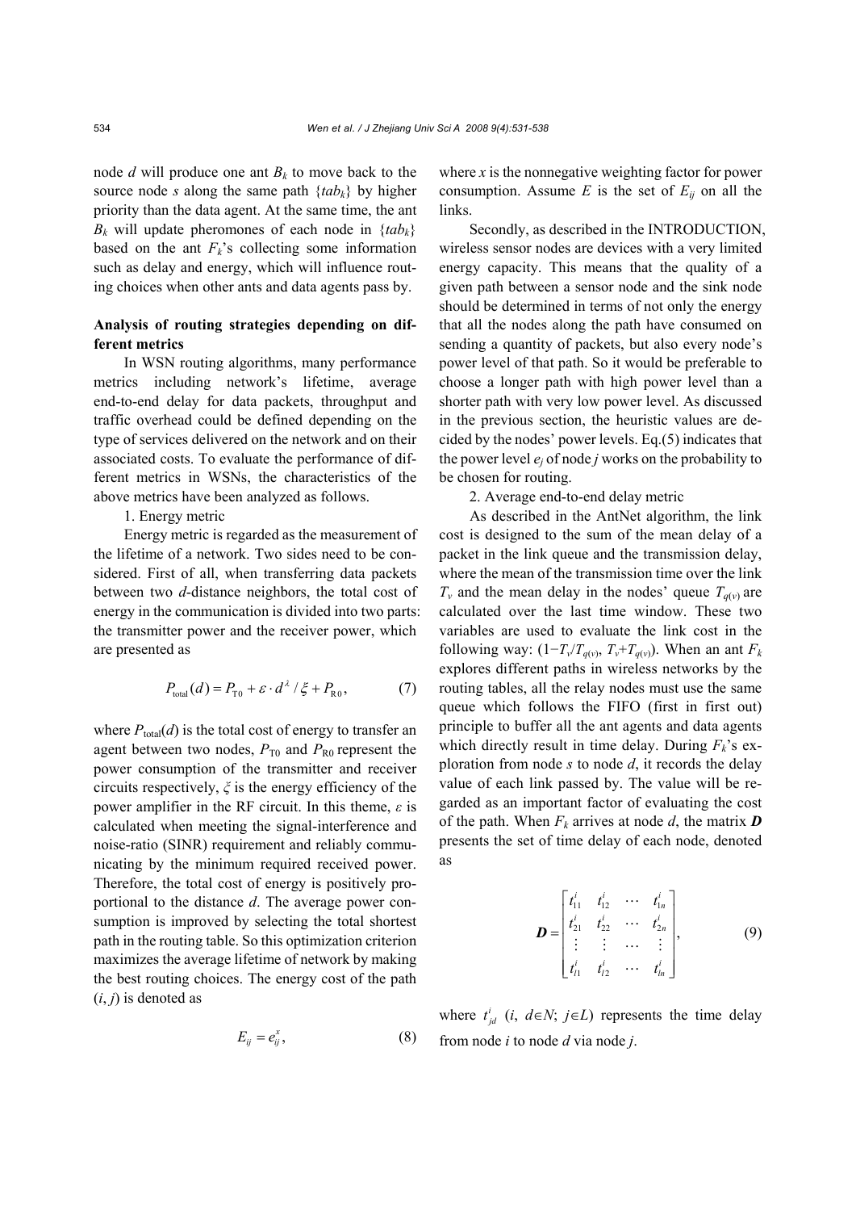node $d$ will produce one ant $B_k$ to move back to the source node $s$ along the same path $\{tab_k\}$ by higher priority than the data agent. At the same time, the ant $B_k$ will update pheromones of each node in $\{tab_k\}$ based on the ant $F_k$'s collecting some information such as delay and energy, which will influence routing choices when other ants and data agents pass by.

**Analysis of routing strategies depending on different metrics**

In WSN routing algorithms, many performance metrics including network's lifetime, average end-to-end delay for data packets, throughput and traffic overhead could be defined depending on the type of services delivered on the network and on their associated costs. To evaluate the performance of different metrics in WSNs, the characteristics of the above metrics have been analyzed as follows.

1. Energy metric

Energy metric is regarded as the measurement of the lifetime of a network. Two sides need to be considered. First of all, when transferring data packets between two $d$-distance neighbors, the total cost of energy in the communication is divided into two parts: the transmitter power and the receiver power, which are presented as

$$P_{\text{total}}(d) = P_{\text{T0}} + \varepsilon \cdot d^{\lambda} / \xi + P_{\text{R0}}, \tag{7}$$

where $P_{\text{total}}(d)$ is the total cost of energy to transfer an agent between two nodes, $P_{\text{T0}}$ and $P_{\text{R0}}$ represent the power consumption of the transmitter and receiver circuits respectively, $\xi$ is the energy efficiency of the power amplifier in the RF circuit. In this theme, $\varepsilon$ is calculated when meeting the signal-interference and noise-ratio (SINR) requirement and reliably communicating by the minimum required received power. Therefore, the total cost of energy is positively proportional to the distance $d$. The average power consumption is improved by selecting the total shortest path in the routing table. So this optimization criterion maximizes the average lifetime of network by making the best routing choices. The energy cost of the path $(i, j)$ is denoted as

$$E_{ij} = e_{ij}^{x}, \tag{8}$$

where $x$ is the nonnegative weighting factor for power consumption. Assume $E$ is the set of $E_{ij}$ on all the links.

Secondly, as described in the INTRODUCTION, wireless sensor nodes are devices with a very limited energy capacity. This means that the quality of a given path between a sensor node and the sink node should be determined in terms of not only the energy that all the nodes along the path have consumed on sending a quantity of packets, but also every node's power level of that path. So it would be preferable to choose a longer path with high power level than a shorter path with very low power level. As discussed in the previous section, the heuristic values are decided by the nodes' power levels. Eq.(5) indicates that the power level $e_j$ of node $j$ works on the probability to be chosen for routing.

2. Average end-to-end delay metric

As described in the AntNet algorithm, the link cost is designed to the sum of the mean delay of a packet in the link queue and the transmission delay, where the mean of the transmission time over the link $T_v$ and the mean delay in the nodes' queue $T_{q(v)}$ are calculated over the last time window. These two variables are used to evaluate the link cost in the following way: $(1-T_v/T_{q(v)},\ T_v+T_{q(v)})$. When an ant $F_k$ explores different paths in wireless networks by the routing tables, all the relay nodes must use the same queue which follows the FIFO (first in first out) principle to buffer all the ant agents and data agents which directly result in time delay. During $F_k$'s exploration from node $s$ to node $d$, it records the delay value of each link passed by. The value will be regarded as an important factor of evaluating the cost of the path. When $F_k$ arrives at node $d$, the matrix $\boldsymbol{D}$ presents the set of time delay of each node, denoted as

$$\boldsymbol{D} = \begin{bmatrix} t_{11}^{i} & t_{12}^{i} & \cdots & t_{1n}^{i} \\ t_{21}^{i} & t_{22}^{i} & \cdots & t_{2n}^{i} \\ \vdots & \vdots & \cdots & \vdots \\ t_{l1}^{i} & t_{l2}^{i} & \cdots & t_{ln}^{i} \end{bmatrix}, \tag{9}$$

where $t_{jd}^{i}$ ($i$, $d \in N$; $j \in L$) represents the time delay from node $i$ to node $d$ via node $j$.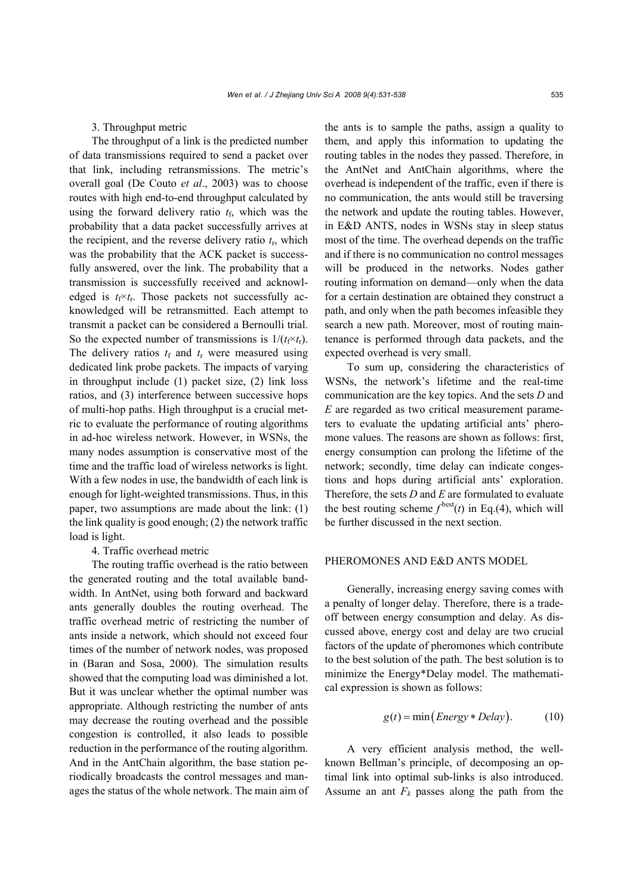3. Throughput metric

The throughput of a link is the predicted number of data transmissions required to send a packet over that link, including retransmissions. The metric's overall goal (De Couto *et al*., 2003) was to choose routes with high end-to-end throughput calculated by using the forward delivery ratio $t_f$, which was the probability that a data packet successfully arrives at the recipient, and the reverse delivery ratio $t_r$, which was the probability that the ACK packet is successfully answered, over the link. The probability that a transmission is successfully received and acknowledged is $t_f \times t_r$. Those packets not successfully acknowledged will be retransmitted. Each attempt to transmit a packet can be considered a Bernoulli trial. So the expected number of transmissions is $1/(t_f \times t_r)$. The delivery ratios $t_f$ and $t_r$ were measured using dedicated link probe packets. The impacts of varying in throughput include (1) packet size, (2) link loss ratios, and (3) interference between successive hops of multi-hop paths. High throughput is a crucial metric to evaluate the performance of routing algorithms in ad-hoc wireless network. However, in WSNs, the many nodes assumption is conservative most of the time and the traffic load of wireless networks is light. With a few nodes in use, the bandwidth of each link is enough for light-weighted transmissions. Thus, in this paper, two assumptions are made about the link: (1) the link quality is good enough; (2) the network traffic load is light.

4. Traffic overhead metric

The routing traffic overhead is the ratio between the generated routing and the total available bandwidth. In AntNet, using both forward and backward ants generally doubles the routing overhead. The traffic overhead metric of restricting the number of ants inside a network, which should not exceed four times of the number of network nodes, was proposed in (Baran and Sosa, 2000). The simulation results showed that the computing load was diminished a lot. But it was unclear whether the optimal number was appropriate. Although restricting the number of ants may decrease the routing overhead and the possible congestion is controlled, it also leads to possible reduction in the performance of the routing algorithm. And in the AntChain algorithm, the base station periodically broadcasts the control messages and manages the status of the whole network. The main aim of the ants is to sample the paths, assign a quality to them, and apply this information to updating the routing tables in the nodes they passed. Therefore, in the AntNet and AntChain algorithms, where the overhead is independent of the traffic, even if there is no communication, the ants would still be traversing the network and update the routing tables. However, in E&D ANTS, nodes in WSNs stay in sleep status most of the time. The overhead depends on the traffic and if there is no communication no control messages will be produced in the networks. Nodes gather routing information on demand—only when the data for a certain destination are obtained they construct a path, and only when the path becomes infeasible they search a new path. Moreover, most of routing maintenance is performed through data packets, and the expected overhead is very small.

To sum up, considering the characteristics of WSNs, the network's lifetime and the real-time communication are the key topics. And the sets *D* and *E* are regarded as two critical measurement parameters to evaluate the updating artificial ants' pheromone values. The reasons are shown as follows: first, energy consumption can prolong the lifetime of the network; secondly, time delay can indicate congestions and hops during artificial ants' exploration. Therefore, the sets *D* and *E* are formulated to evaluate the best routing scheme $f^{\text{best}}(t)$ in Eq.(4), which will be further discussed in the next section.

## PHEROMONES AND E&D ANTS MODEL

Generally, increasing energy saving comes with a penalty of longer delay. Therefore, there is a trade-off between energy consumption and delay. As discussed above, energy cost and delay are two crucial factors of the update of pheromones which contribute to the best solution of the path. The best solution is to minimize the Energy*Delay model. The mathematical expression is shown as follows:

$$g(t) = \min\left(Energy * Delay\right). \tag{10}$$

A very efficient analysis method, the well-known Bellman's principle, of decomposing an optimal link into optimal sub-links is also introduced. Assume an ant $F_k$ passes along the path from the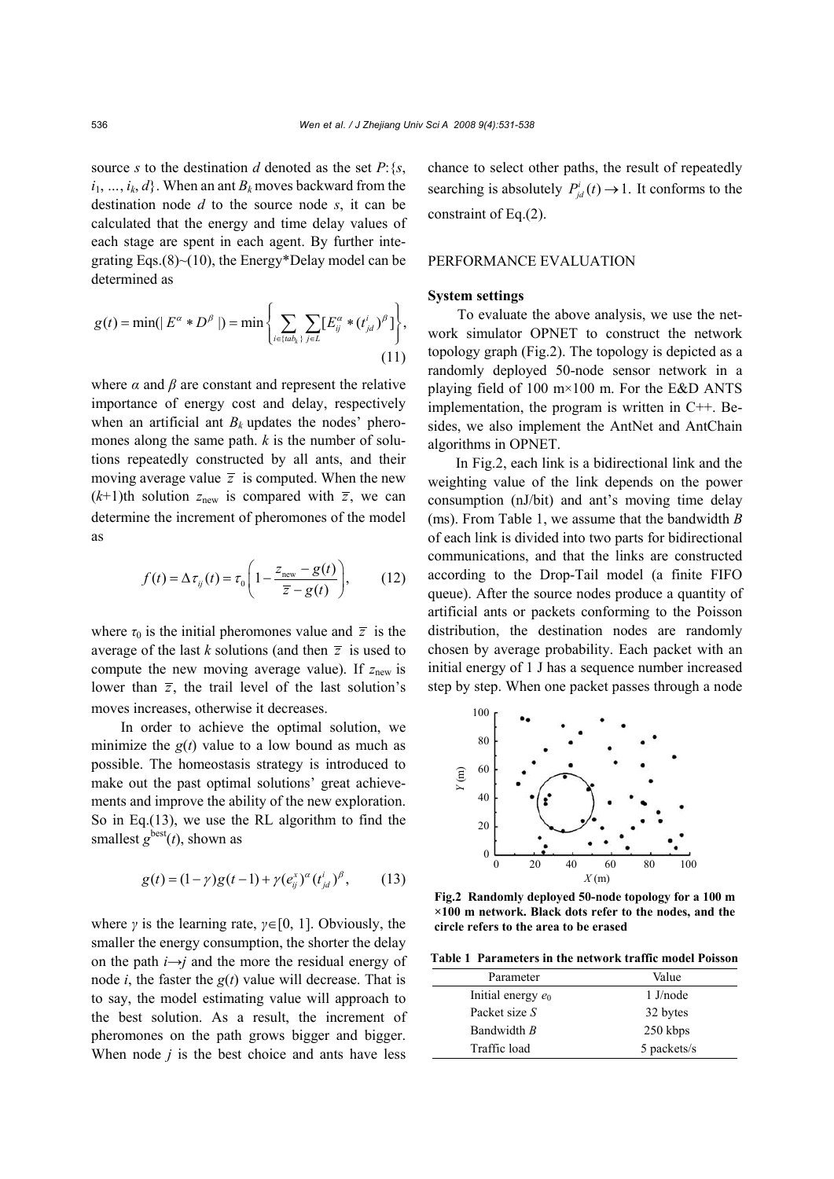source $s$ to the destination $d$ denoted as the set $P$:{$s$, $i_1$, ..., $i_k$, $d$}. When an ant $B_k$ moves backward from the destination node $d$ to the source node $s$, it can be calculated that the energy and time delay values of each stage are spent in each agent. By further integrating Eqs.(8)~(10), the Energy*Delay model can be determined as

$$g(t) = \min(|E^{\alpha} * D^{\beta}|) = \min\left\{\sum_{i \in \{tab_k\}} \sum_{j \in L} [E_{ij}^{\alpha} * (t_{jd}^{i})^{\beta}]\right\}, \tag{11}$$

where $\alpha$ and $\beta$ are constant and represent the relative importance of energy cost and delay, respectively when an artificial ant $B_k$ updates the nodes' pheromones along the same path. $k$ is the number of solutions repeatedly constructed by all ants, and their moving average value $\bar{z}$ is computed. When the new ($k$+1)th solution $z_{\text{new}}$ is compared with $\bar{z}$, we can determine the increment of pheromones of the model as

$$f(t) = \Delta\tau_{ij}(t) = \tau_0 \left(1 - \frac{z_{\text{new}} - g(t)}{\bar{z} - g(t)}\right), \tag{12}$$

where $\tau_0$ is the initial pheromones value and $\bar{z}$ is the average of the last $k$ solutions (and then $\bar{z}$ is used to compute the new moving average value). If $z_{\text{new}}$ is lower than $\bar{z}$, the trail level of the last solution's moves increases, otherwise it decreases.

In order to achieve the optimal solution, we minimize the $g(t)$ value to a low bound as much as possible. The homeostasis strategy is introduced to make out the past optimal solutions' great achievements and improve the ability of the new exploration. So in Eq.(13), we use the RL algorithm to find the smallest $g^{\text{best}}(t)$, shown as

$$g(t) = (1-\gamma)g(t-1) + \gamma(e_{ij}^{x})^{\alpha}(t_{jd}^{i})^{\beta}, \tag{13}$$

where $\gamma$ is the learning rate, $\gamma \in [0, 1]$. Obviously, the smaller the energy consumption, the shorter the delay on the path $i \rightarrow j$ and the more the residual energy of node $i$, the faster the $g(t)$ value will decrease. That is to say, the model estimating value will approach to the best solution. As a result, the increment of pheromones on the path grows bigger and bigger. When node $j$ is the best choice and ants have less chance to select other paths, the result of repeatedly searching is absolutely $P_{jd}^{i}(t) \rightarrow 1$. It conforms to the constraint of Eq.(2).

## PERFORMANCE EVALUATION

### System settings

To evaluate the above analysis, we use the network simulator OPNET to construct the network topology graph (Fig.2). The topology is depicted as a randomly deployed 50-node sensor network in a playing field of 100 m×100 m. For the E&D ANTS implementation, the program is written in C++. Besides, we also implement the AntNet and AntChain algorithms in OPNET.

In Fig.2, each link is a bidirectional link and the weighting value of the link depends on the power consumption (nJ/bit) and ant's moving time delay (ms). From Table 1, we assume that the bandwidth $B$ of each link is divided into two parts for bidirectional communications, and that the links are constructed according to the Drop-Tail model (a finite FIFO queue). After the source nodes produce a quantity of artificial ants or packets conforming to the Poisson distribution, the destination nodes are randomly chosen by average probability. Each packet with an initial energy of 1 J has a sequence number increased step by step. When one packet passes through a node

**Fig.2 Randomly deployed 50-node topology for a 100 m ×100 m network. Black dots refer to the nodes, and the circle refers to the area to be erased**

**Table 1 Parameters in the network traffic model Poisson**

| Parameter | Value |
|---|---|
| Initial energy $e_0$ | 1 J/node |
| Packet size $S$ | 32 bytes |
| Bandwidth $B$ | 250 kbps |
| Traffic load | 5 packets/s |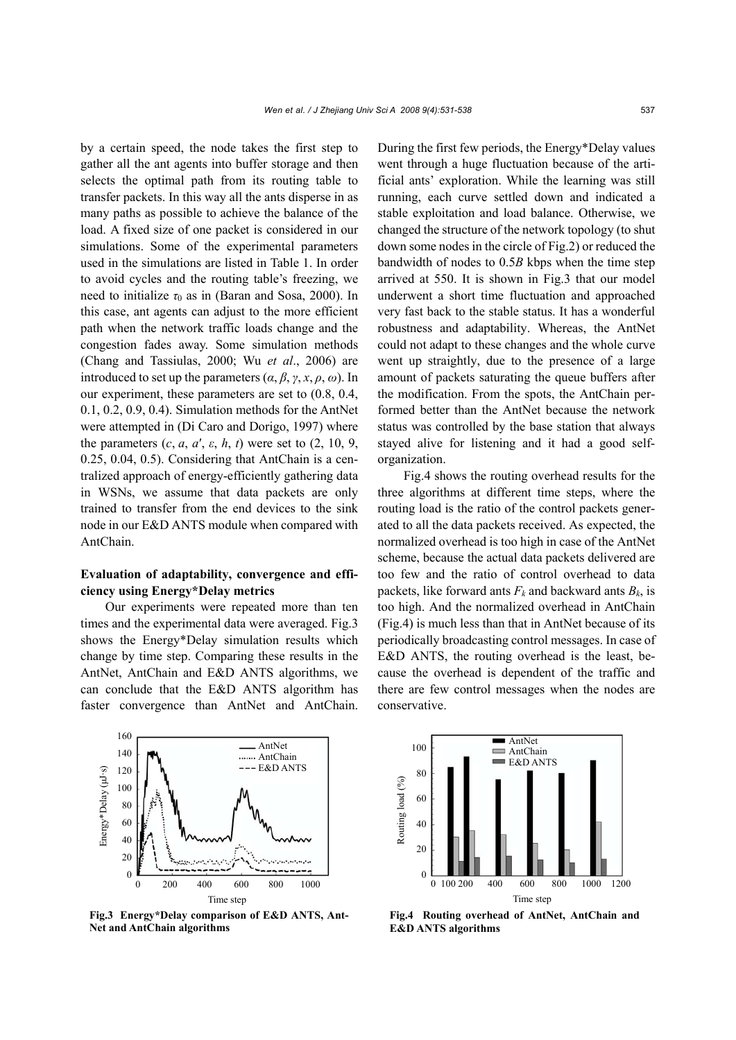by a certain speed, the node takes the first step to gather all the ant agents into buffer storage and then selects the optimal path from its routing table to transfer packets. In this way all the ants disperse in as many paths as possible to achieve the balance of the load. A fixed size of one packet is considered in our simulations. Some of the experimental parameters used in the simulations are listed in Table 1. In order to avoid cycles and the routing table's freezing, we need to initialize $\tau_0$ as in (Baran and Sosa, 2000). In this case, ant agents can adjust to the more efficient path when the network traffic loads change and the congestion fades away. Some simulation methods (Chang and Tassiulas, 2000; Wu *et al*., 2006) are introduced to set up the parameters ($\alpha$, $\beta$, $\gamma$, $x$, $\rho$, $\omega$). In our experiment, these parameters are set to (0.8, 0.4, 0.1, 0.2, 0.9, 0.4). Simulation methods for the AntNet were attempted in (Di Caro and Dorigo, 1997) where the parameters ($c$, $a$, $a'$, $\varepsilon$, $h$, $t$) were set to (2, 10, 9, 0.25, 0.04, 0.5). Considering that AntChain is a centralized approach of energy-efficiently gathering data in WSNs, we assume that data packets are only trained to transfer from the end devices to the sink node in our E&D ANTS module when compared with AntChain.

**Evaluation of adaptability, convergence and efficiency using Energy*Delay metrics**

Our experiments were repeated more than ten times and the experimental data were averaged. Fig.3 shows the Energy*Delay simulation results which change by time step. Comparing these results in the AntNet, AntChain and E&D ANTS algorithms, we can conclude that the E&D ANTS algorithm has faster convergence than AntNet and AntChain. During the first few periods, the Energy*Delay values went through a huge fluctuation because of the artificial ants' exploration. While the learning was still running, each curve settled down and indicated a stable exploitation and load balance. Otherwise, we changed the structure of the network topology (to shut down some nodes in the circle of Fig.2) or reduced the bandwidth of nodes to 0.5*B* kbps when the time step arrived at 550. It is shown in Fig.3 that our model underwent a short time fluctuation and approached very fast back to the stable status. It has a wonderful robustness and adaptability. Whereas, the AntNet could not adapt to these changes and the whole curve went up straightly, due to the presence of a large amount of packets saturating the queue buffers after the modification. From the spots, the AntChain performed better than the AntNet because the network status was controlled by the base station that always stayed alive for listening and it had a good self-organization.

Fig.4 shows the routing overhead results for the three algorithms at different time steps, where the routing load is the ratio of the control packets generated to all the data packets received. As expected, the normalized overhead is too high in case of the AntNet scheme, because the actual data packets delivered are too few and the ratio of control overhead to data packets, like forward ants $F_k$ and backward ants $B_k$, is too high. And the normalized overhead in AntChain (Fig.4) is much less than that in AntNet because of its periodically broadcasting control messages. In case of E&D ANTS, the routing overhead is the least, because the overhead is dependent of the traffic and there are few control messages when the nodes are conservative.

**Fig.3 Energy*Delay comparison of E&D ANTS, AntNet and AntChain algorithms**

**Fig.4 Routing overhead of AntNet, AntChain and E&D ANTS algorithms**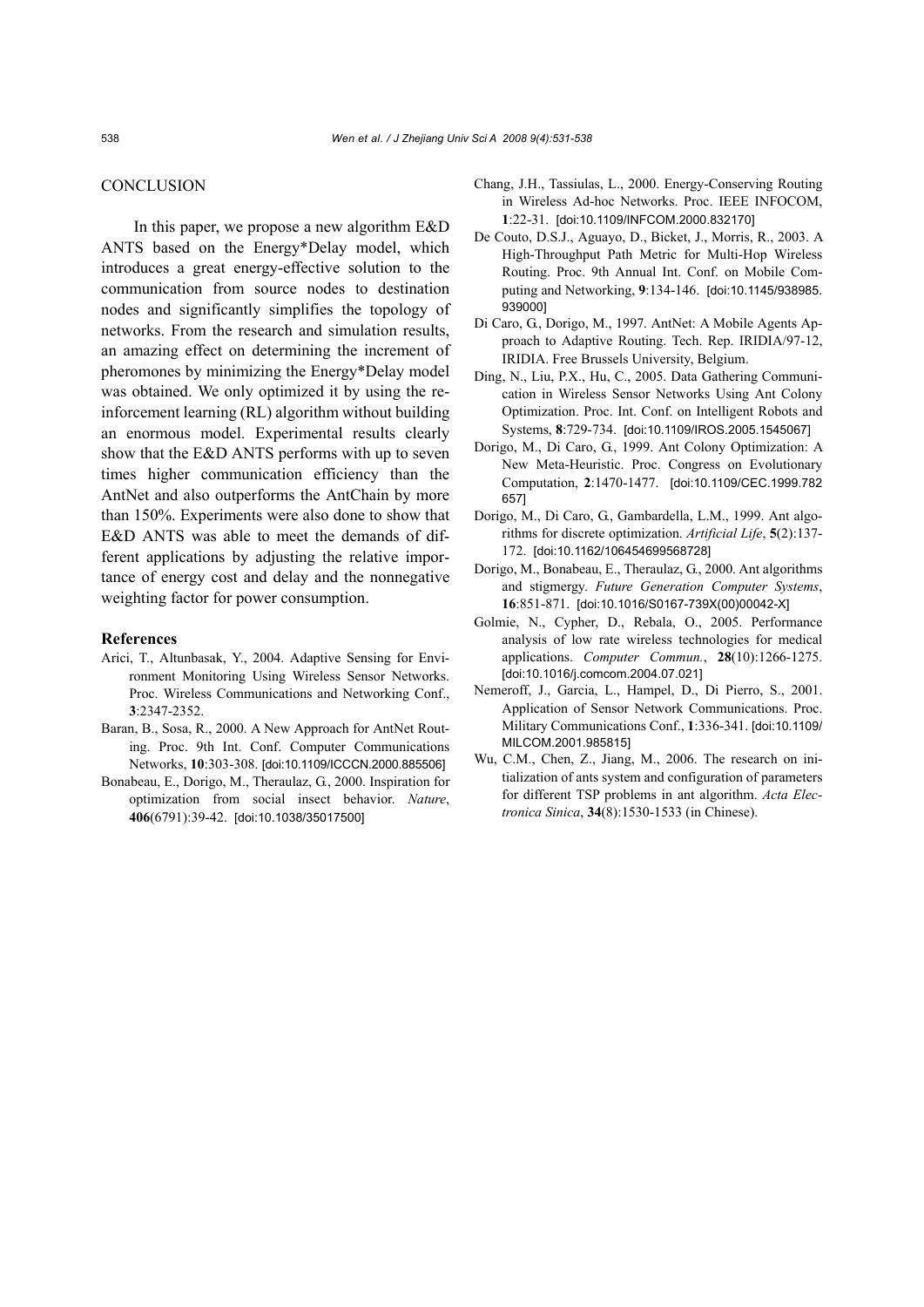## CONCLUSION

In this paper, we propose a new algorithm E&D ANTS based on the Energy*Delay model, which introduces a great energy-effective solution to the communication from source nodes to destination nodes and significantly simplifies the topology of networks. From the research and simulation results, an amazing effect on determining the increment of pheromones by minimizing the Energy*Delay model was obtained. We only optimized it by using the reinforcement learning (RL) algorithm without building an enormous model. Experimental results clearly show that the E&D ANTS performs with up to seven times higher communication efficiency than the AntNet and also outperforms the AntChain by more than 150%. Experiments were also done to show that E&D ANTS was able to meet the demands of different applications by adjusting the relative importance of energy cost and delay and the nonnegative weighting factor for power consumption.

### References

Arici, T., Altunbasak, Y., 2004. Adaptive Sensing for Environment Monitoring Using Wireless Sensor Networks. Proc. Wireless Communications and Networking Conf., **3**:2347-2352.

Baran, B., Sosa, R., 2000. A New Approach for AntNet Routing. Proc. 9th Int. Conf. Computer Communications Networks, **10**:303-308. [doi:10.1109/ICCCN.2000.885506]

Bonabeau, E., Dorigo, M., Theraulaz, G., 2000. Inspiration for optimization from social insect behavior. *Nature*, **406**(6791):39-42. [doi:10.1038/35017500]

Chang, J.H., Tassiulas, L., 2000. Energy-Conserving Routing in Wireless Ad-hoc Networks. Proc. IEEE INFOCOM, **1**:22-31. [doi:10.1109/INFCOM.2000.832170]

De Couto, D.S.J., Aguayo, D., Bicket, J., Morris, R., 2003. A High-Throughput Path Metric for Multi-Hop Wireless Routing. Proc. 9th Annual Int. Conf. on Mobile Computing and Networking, **9**:134-146. [doi:10.1145/938985.939000]

Di Caro, G., Dorigo, M., 1997. AntNet: A Mobile Agents Approach to Adaptive Routing. Tech. Rep. IRIDIA/97-12, IRIDIA. Free Brussels University, Belgium.

Ding, N., Liu, P.X., Hu, C., 2005. Data Gathering Communication in Wireless Sensor Networks Using Ant Colony Optimization. Proc. Int. Conf. on Intelligent Robots and Systems, **8**:729-734. [doi:10.1109/IROS.2005.1545067]

Dorigo, M., Di Caro, G., 1999. Ant Colony Optimization: A New Meta-Heuristic. Proc. Congress on Evolutionary Computation, **2**:1470-1477. [doi:10.1109/CEC.1999.782657]

Dorigo, M., Di Caro, G., Gambardella, L.M., 1999. Ant algorithms for discrete optimization. *Artificial Life*, **5**(2):137-172. [doi:10.1162/106454699568728]

Dorigo, M., Bonabeau, E., Theraulaz, G., 2000. Ant algorithms and stigmergy. *Future Generation Computer Systems*, **16**:851-871. [doi:10.1016/S0167-739X(00)00042-X]

Golmie, N., Cypher, D., Rebala, O., 2005. Performance analysis of low rate wireless technologies for medical applications. *Computer Commun.*, **28**(10):1266-1275. [doi:10.1016/j.comcom.2004.07.021]

Nemeroff, J., Garcia, L., Hampel, D., Di Pierro, S., 2001. Application of Sensor Network Communications. Proc. Military Communications Conf., **1**:336-341. [doi:10.1109/MILCOM.2001.985815]

Wu, C.M., Chen, Z., Jiang, M., 2006. The research on initialization of ants system and configuration of parameters for different TSP problems in ant algorithm. *Acta Electronica Sinica*, **34**(8):1530-1533 (in Chinese).